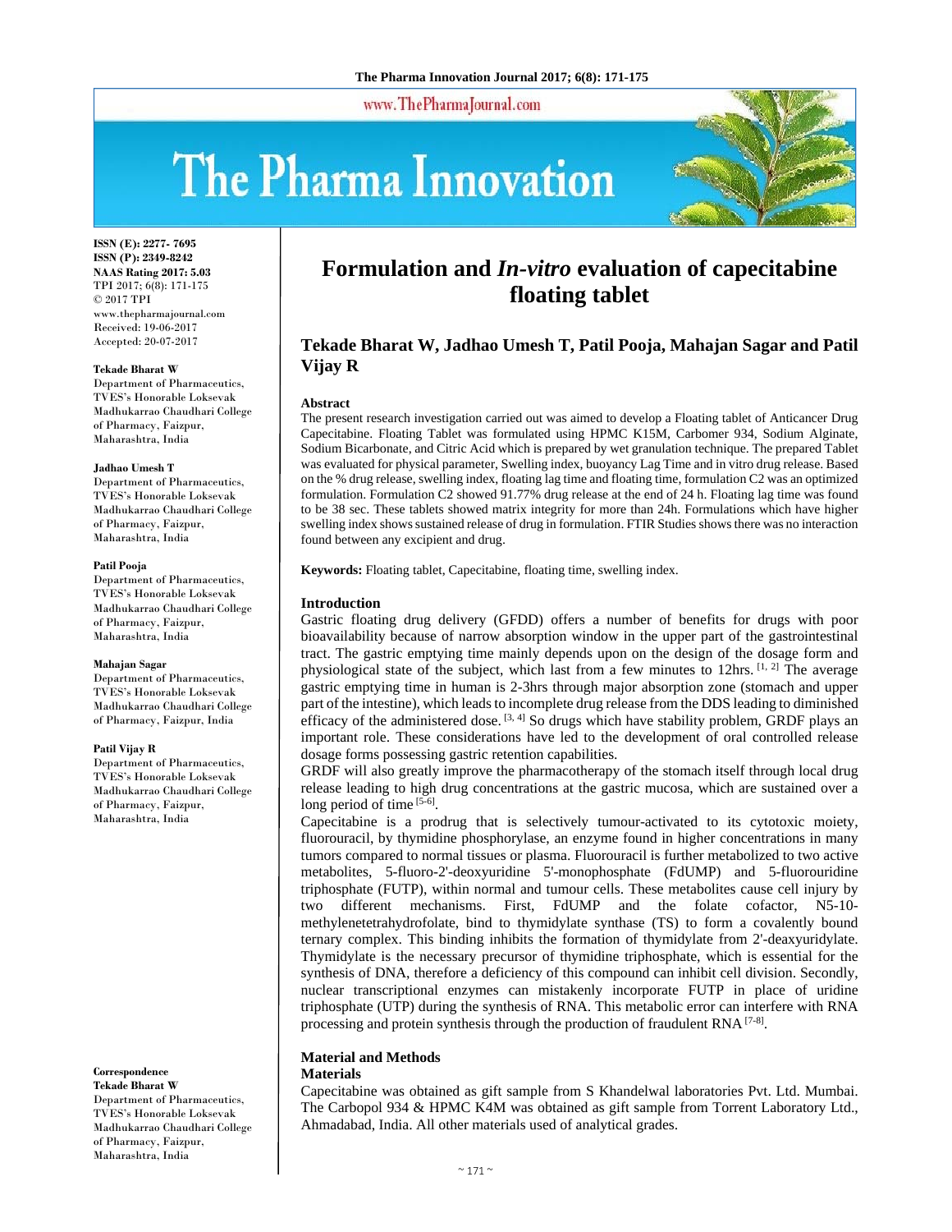# Formulation and *In-vitro* evaluation of capecitabine floating tablet

**Tekade Bharat W, Jadhao Umesh T, Patil Pooja, Mahajan Sagar and Patil Vijay R**

ISSN (E): 2277- 7695
ISSN (P): 2349-8242
NAAS Rating 2017: 5.03
TPI 2017; 6(8): 171-175
© 2017 TPI
www.thepharmajournal.com
Received: 19-06-2017
Accepted: 20-07-2017

**Tekade Bharat W**
Department of Pharmaceutics, TVES's Honorable Loksevak Madhukarrao Chaudhari College of Pharmacy, Faizpur, Maharashtra, India

**Jadhao Umesh T**
Department of Pharmaceutics, TVES's Honorable Loksevak Madhukarrao Chaudhari College of Pharmacy, Faizpur, Maharashtra, India

**Patil Pooja**
Department of Pharmaceutics, TVES's Honorable Loksevak Madhukarrao Chaudhari College of Pharmacy, Faizpur, Maharashtra, India

**Mahajan Sagar**
Department of Pharmaceutics, TVES's Honorable Loksevak Madhukarrao Chaudhari College of Pharmacy, Faizpur, India

**Patil Vijay R**
Department of Pharmaceutics, TVES's Honorable Loksevak Madhukarrao Chaudhari College of Pharmacy, Faizpur, Maharashtra, India

**Correspondence**
**Tekade Bharat W**
Department of Pharmaceutics, TVES's Honorable Loksevak Madhukarrao Chaudhari College of Pharmacy, Faizpur, Maharashtra, India

## Abstract

The present research investigation carried out was aimed to develop a Floating tablet of Anticancer Drug Capecitabine. Floating Tablet was formulated using HPMC K15M, Carbomer 934, Sodium Alginate, Sodium Bicarbonate, and Citric Acid which is prepared by wet granulation technique. The prepared Tablet was evaluated for physical parameter, Swelling index, buoyancy Lag Time and in vitro drug release. Based on the % drug release, swelling index, floating lag time and floating time, formulation C2 was an optimized formulation. Formulation C2 showed 91.77% drug release at the end of 24 h. Floating lag time was found to be 38 sec. These tablets showed matrix integrity for more than 24h. Formulations which have higher swelling index shows sustained release of drug in formulation. FTIR Studies shows there was no interaction found between any excipient and drug.

**Keywords:** Floating tablet, Capecitabine, floating time, swelling index.

## Introduction

Gastric floating drug delivery (GFDD) offers a number of benefits for drugs with poor bioavailability because of narrow absorption window in the upper part of the gastrointestinal tract. The gastric emptying time mainly depends upon on the design of the dosage form and physiological state of the subject, which last from a few minutes to 12hrs. [1, 2] The average gastric emptying time in human is 2-3hrs through major absorption zone (stomach and upper part of the intestine), which leads to incomplete drug release from the DDS leading to diminished efficacy of the administered dose. [3, 4] So drugs which have stability problem, GRDF plays an important role. These considerations have led to the development of oral controlled release dosage forms possessing gastric retention capabilities.

GRDF will also greatly improve the pharmacotherapy of the stomach itself through local drug release leading to high drug concentrations at the gastric mucosa, which are sustained over a long period of time [5-6].

Capecitabine is a prodrug that is selectively tumour-activated to its cytotoxic moiety, fluorouracil, by thymidine phosphorylase, an enzyme found in higher concentrations in many tumors compared to normal tissues or plasma. Fluorouracil is further metabolized to two active metabolites, 5-fluoro-2'-deoxyuridine 5'-monophosphate (FdUMP) and 5-fluorouridine triphosphate (FUTP), within normal and tumour cells. These metabolites cause cell injury by two different mechanisms. First, FdUMP and the folate cofactor, N5-10-methylenetetrahydrofolate, bind to thymidylate synthase (TS) to form a covalently bound ternary complex. This binding inhibits the formation of thymidylate from 2'-deoxyuridylate. Thymidylate is the necessary precursor of thymidine triphosphate, which is essential for the synthesis of DNA, therefore a deficiency of this compound can inhibit cell division. Secondly, nuclear transcriptional enzymes can mistakenly incorporate FUTP in place of uridine triphosphate (UTP) during the synthesis of RNA. This metabolic error can interfere with RNA processing and protein synthesis through the production of fraudulent RNA [7-8].

## Material and Methods

### Materials

Capecitabine was obtained as gift sample from S Khandelwal laboratories Pvt. Ltd. Mumbai. The Carbopol 934 & HPMC K4M was obtained as gift sample from Torrent Laboratory Ltd., Ahmadabad, India. All other materials used of analytical grades.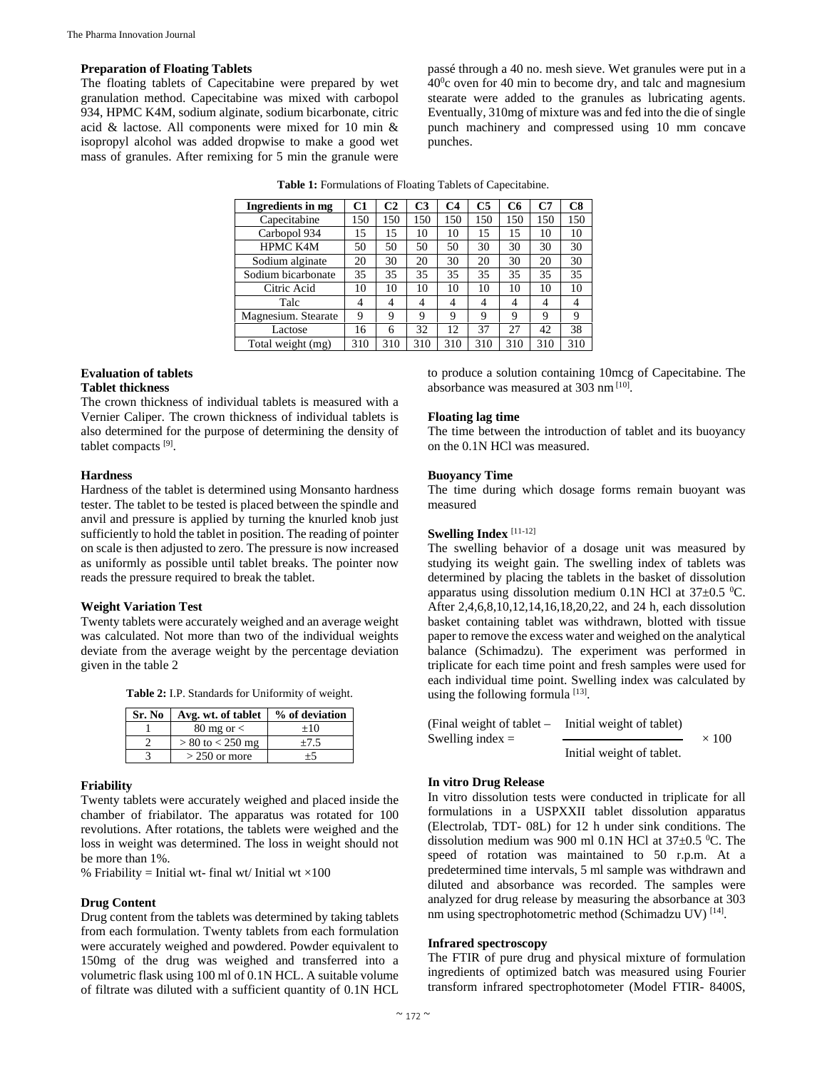## Preparation of Floating Tablets

The floating tablets of Capecitabine were prepared by wet granulation method. Capecitabine was mixed with carbopol 934, HPMC K4M, sodium alginate, sodium bicarbonate, citric acid & lactose. All components were mixed for 10 min & isopropyl alcohol was added dropwise to make a good wet mass of granules. After remixing for 5 min the granule were passé through a 40 no. mesh sieve. Wet granules were put in a $40^0$c oven for 40 min to become dry, and talc and magnesium stearate were added to the granules as lubricating agents. Eventually, 310mg of mixture was and fed into the die of single punch machinery and compressed using 10 mm concave punches.

**Table 1:** Formulations of Floating Tablets of Capecitabine.

| Ingredients in mg | C1 | C2 | C3 | C4 | C5 | C6 | C7 | C8 |
|---|---|---|---|---|---|---|---|---|
| Capecitabine | 150 | 150 | 150 | 150 | 150 | 150 | 150 | 150 |
| Carbopol 934 | 15 | 15 | 10 | 10 | 15 | 15 | 10 | 10 |
| HPMC K4M | 50 | 50 | 50 | 50 | 30 | 30 | 30 | 30 |
| Sodium alginate | 20 | 30 | 20 | 30 | 20 | 30 | 20 | 30 |
| Sodium bicarbonate | 35 | 35 | 35 | 35 | 35 | 35 | 35 | 35 |
| Citric Acid | 10 | 10 | 10 | 10 | 10 | 10 | 10 | 10 |
| Talc | 4 | 4 | 4 | 4 | 4 | 4 | 4 | 4 |
| Magnesium. Stearate | 9 | 9 | 9 | 9 | 9 | 9 | 9 | 9 |
| Lactose | 16 | 6 | 32 | 12 | 37 | 27 | 42 | 38 |
| Total weight (mg) | 310 | 310 | 310 | 310 | 310 | 310 | 310 | 310 |

## Evaluation of tablets

### Tablet thickness

The crown thickness of individual tablets is measured with a Vernier Caliper. The crown thickness of individual tablets is also determined for the purpose of determining the density of tablet compacts [9].

### Hardness

Hardness of the tablet is determined using Monsanto hardness tester. The tablet to be tested is placed between the spindle and anvil and pressure is applied by turning the knurled knob just sufficiently to hold the tablet in position. The reading of pointer on scale is then adjusted to zero. The pressure is now increased as uniformly as possible until tablet breaks. The pointer now reads the pressure required to break the tablet.

### Weight Variation Test

Twenty tablets were accurately weighed and an average weight was calculated. Not more than two of the individual weights deviate from the average weight by the percentage deviation given in the table 2

**Table 2:** I.P. Standards for Uniformity of weight.

| Sr. No | Avg. wt. of tablet | % of deviation |
|---|---|---|
| 1 | 80 mg or < | ±10 |
| 2 | > 80 to < 250 mg | ±7.5 |
| 3 | > 250 or more | ±5 |

### Friability

Twenty tablets were accurately weighed and placed inside the chamber of friabilator. The apparatus was rotated for 100 revolutions. After rotations, the tablets were weighed and the loss in weight was determined. The loss in weight should not be more than 1%.

% Friability = Initial wt- final wt/ Initial wt ×100

### Drug Content

Drug content from the tablets was determined by taking tablets from each formulation. Twenty tablets from each formulation were accurately weighed and powdered. Powder equivalent to 150mg of the drug was weighed and transferred into a volumetric flask using 100 ml of 0.1N HCL. A suitable volume of filtrate was diluted with a sufficient quantity of 0.1N HCL to produce a solution containing 10mcg of Capecitabine. The absorbance was measured at 303 nm [10].

### Floating lag time

The time between the introduction of tablet and its buoyancy on the 0.1N HCl was measured.

### Buoyancy Time

The time during which dosage forms remain buoyant was measured

### Swelling Index [11-12]

The swelling behavior of a dosage unit was measured by studying its weight gain. The swelling index of tablets was determined by placing the tablets in the basket of dissolution apparatus using dissolution medium 0.1N HCl at 37±0.5 $^0$C. After 2,4,6,8,10,12,14,16,18,20,22, and 24 h, each dissolution basket containing tablet was withdrawn, blotted with tissue paper to remove the excess water and weighed on the analytical balance (Schimadzu). The experiment was performed in triplicate for each time point and fresh samples were used for each individual time point. Swelling index was calculated by using the following formula [13].

$$\text{Swelling index} = \frac{\text{(Final weight of tablet} - \text{Initial weight of tablet)}}{\text{Initial weight of tablet.}} \times 100$$

### In vitro Drug Release

In vitro dissolution tests were conducted in triplicate for all formulations in a USPXXII tablet dissolution apparatus (Electrolab, TDT- 08L) for 12 h under sink conditions. The dissolution medium was 900 ml 0.1N HCl at 37±0.5 $^0$C. The speed of rotation was maintained to 50 r.p.m. At a predetermined time intervals, 5 ml sample was withdrawn and diluted and absorbance was recorded. The samples were analyzed for drug release by measuring the absorbance at 303 nm using spectrophotometric method (Schimadzu UV) [14].

### Infrared spectroscopy

The FTIR of pure drug and physical mixture of formulation ingredients of optimized batch was measured using Fourier transform infrared spectrophotometer (Model FTIR- 8400S,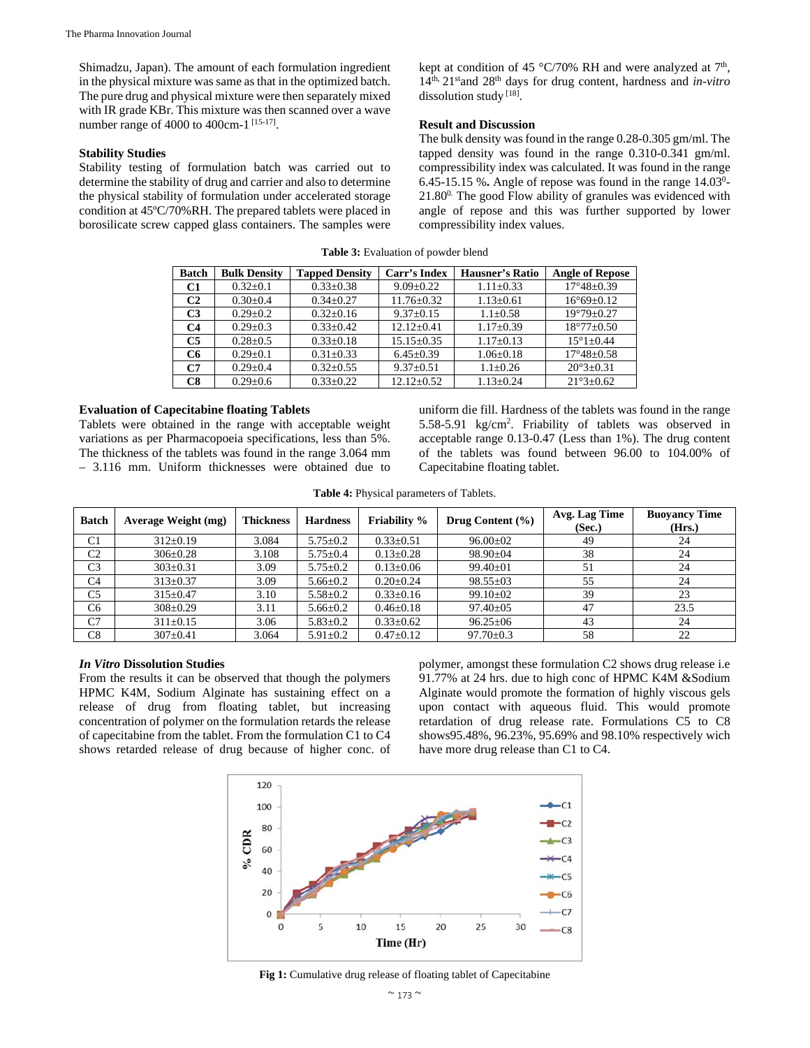Shimadzu, Japan). The amount of each formulation ingredient in the physical mixture was same as that in the optimized batch. The pure drug and physical mixture were then separately mixed with IR grade KBr. This mixture was then scanned over a wave number range of 4000 to 400cm-1 [15-17].

### Stability Studies

Stability testing of formulation batch was carried out to determine the stability of drug and carrier and also to determine the physical stability of formulation under accelerated storage condition at 45ºC/70%RH. The prepared tablets were placed in borosilicate screw capped glass containers. The samples were kept at condition of 45 °C/70% RH and were analyzed at 7th, 14th, 21st and 28th days for drug content, hardness and *in-vitro* dissolution study [18].

### Result and Discussion

The bulk density was found in the range 0.28-0.305 gm/ml. The tapped density was found in the range 0.310-0.341 gm/ml. compressibility index was calculated. It was found in the range 6.45-15.15 %**.** Angle of repose was found in the range 14.03⁰-21.80⁰. The good Flow ability of granules was evidenced with angle of repose and this was further supported by lower compressibility index values.

**Table 3:** Evaluation of powder blend

| Batch | Bulk Density | Tapped Density | Carr's Index | Hausner's Ratio | Angle of Repose |
|---|---|---|---|---|---|
| **C1** | 0.32±0.1 | 0.33±0.38 | 9.09±0.22 | 1.11±0.33 | 17°48±0.39 |
| **C2** | 0.30±0.4 | 0.34±0.27 | 11.76±0.32 | 1.13±0.61 | 16°69±0.12 |
| **C3** | 0.29±0.2 | 0.32±0.16 | 9.37±0.15 | 1.1±0.58 | 19°79±0.27 |
| **C4** | 0.29±0.3 | 0.33±0.42 | 12.12±0.41 | 1.17±0.39 | 18°77±0.50 |
| **C5** | 0.28±0.5 | 0.33±0.18 | 15.15±0.35 | 1.17±0.13 | 15°1±0.44 |
| **C6** | 0.29±0.1 | 0.31±0.33 | 6.45±0.39 | 1.06±0.18 | 17°48±0.58 |
| **C7** | 0.29±0.4 | 0.32±0.55 | 9.37±0.51 | 1.1±0.26 | 20°3±0.31 |
| **C8** | 0.29±0.6 | 0.33±0.22 | 12.12±0.52 | 1.13±0.24 | 21°3±0.62 |

### Evaluation of Capecitabine floating Tablets

Tablets were obtained in the range with acceptable weight variations as per Pharmacopoeia specifications, less than 5%. The thickness of the tablets was found in the range 3.064 mm – 3.116 mm. Uniform thicknesses were obtained due to uniform die fill. Hardness of the tablets was found in the range 5.58-5.91 kg/cm$^2$. Friability of tablets was observed in acceptable range 0.13-0.47 (Less than 1%). The drug content of the tablets was found between 96.00 to 104.00% of Capecitabine floating tablet.

**Table 4:** Physical parameters of Tablets.

| Batch | Average Weight (mg) | Thickness | Hardness | Friability % | Drug Content (%) | Avg. Lag Time (Sec.) | Buoyancy Time (Hrs.) |
|---|---|---|---|---|---|---|---|
| C1 | 312±0.19 | 3.084 | 5.75±0.2 | 0.33±0.51 | 96.00±02 | 49 | 24 |
| C2 | 306±0.28 | 3.108 | 5.75±0.4 | 0.13±0.28 | 98.90±04 | 38 | 24 |
| C3 | 303±0.31 | 3.09 | 5.75±0.2 | 0.13±0.06 | 99.40±01 | 51 | 24 |
| C4 | 313±0.37 | 3.09 | 5.66±0.2 | 0.20±0.24 | 98.55±03 | 55 | 24 |
| C5 | 315±0.47 | 3.10 | 5.58±0.2 | 0.33±0.16 | 99.10±02 | 39 | 23 |
| C6 | 308±0.29 | 3.11 | 5.66±0.2 | 0.46±0.18 | 97.40±05 | 47 | 23.5 |
| C7 | 311±0.15 | 3.06 | 5.83±0.2 | 0.33±0.62 | 96.25±06 | 43 | 24 |
| C8 | 307±0.41 | 3.064 | 5.91±0.2 | 0.47±0.12 | 97.70±0.3 | 58 | 22 |

### *In Vitro* Dissolution Studies

From the results it can be observed that though the polymers HPMC K4M, Sodium Alginate has sustaining effect on a release of drug from floating tablet, but increasing concentration of polymer on the formulation retards the release of capecitabine from the tablet. From the formulation C1 to C4 shows retarded release of drug because of higher conc. of polymer, amongst these formulation C2 shows drug release i.e 91.77% at 24 hrs. due to high conc of HPMC K4M &Sodium Alginate would promote the formation of highly viscous gels upon contact with aqueous fluid. This would promote retardation of drug release rate. Formulations C5 to C8 shows95.48%, 96.23%, 95.69% and 98.10% respectively wich have more drug release than C1 to C4.

**Fig 1:** Cumulative drug release of floating tablet of Capecitabine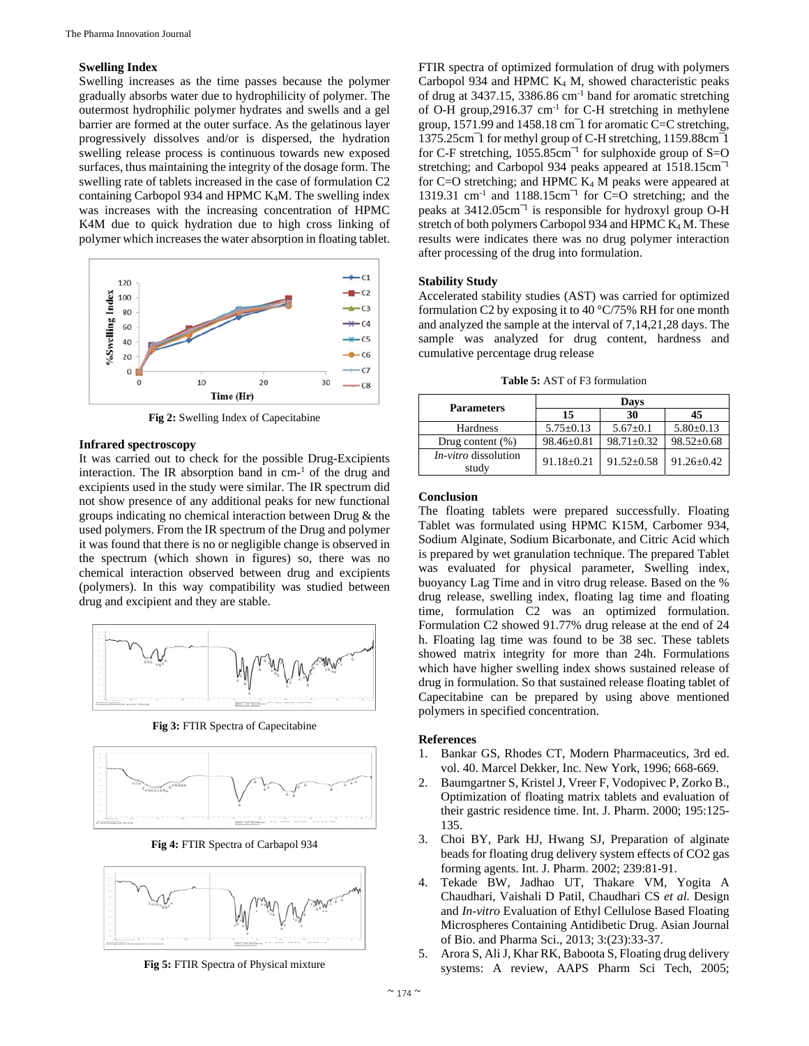### Swelling Index

Swelling increases as the time passes because the polymer gradually absorbs water due to hydrophilicity of polymer. The outermost hydrophilic polymer hydrates and swells and a gel barrier are formed at the outer surface. As the gelatinous layer progressively dissolves and/or is dispersed, the hydration swelling release process is continuous towards new exposed surfaces, thus maintaining the integrity of the dosage form. The swelling rate of tablets increased in the case of formulation C2 containing Carbopol 934 and HPMC $K_4$M. The swelling index was increases with the increasing concentration of HPMC K4M due to quick hydration due to high cross linking of polymer which increases the water absorption in floating tablet.

**Fig 2:** Swelling Index of Capecitabine

### Infrared spectroscopy

It was carried out to check for the possible Drug-Excipients interaction. The IR absorption band in $cm^{-1}$ of the drug and excipients used in the study were similar. The IR spectrum did not show presence of any additional peaks for new functional groups indicating no chemical interaction between Drug & the used polymers. From the IR spectrum of the Drug and polymer it was found that there is no or negligible change is observed in the spectrum (which shown in figures) so, there was no chemical interaction observed between drug and excipients (polymers). In this way compatibility was studied between drug and excipient and they are stable.

**Fig 3:** FTIR Spectra of Capecitabine

**Fig 4:** FTIR Spectra of Carbapol 934

**Fig 5:** FTIR Spectra of Physical mixture

FTIR spectra of optimized formulation of drug with polymers Carbopol 934 and HPMC $K_4$ M, showed characteristic peaks of drug at 3437.15, 3386.86 $cm^{-1}$ band for aromatic stretching of O-H group,2916.37 $cm^{-1}$ for C-H stretching in methylene group, 1571.99 and 1458.18 cm¯1 for aromatic C=C stretching, 1375.25cm¯1 for methyl group of C-H stretching, 1159.88cm¯1 for C-F stretching, 1055.85cm¯1 for sulphoxide group of S=O stretching; and Carbopol 934 peaks appeared at 1518.15cm¯1 for C=O stretching; and HPMC $K_4$ M peaks were appeared at 1319.31 $cm^{-1}$ and 1188.15cm¯1 for C=O stretching; and the peaks at 3412.05cm¯1 is responsible for hydroxyl group O-H stretch of both polymers Carbopol 934 and HPMC $K_4$ M. These results were indicates there was no drug polymer interaction after processing of the drug into formulation.

### Stability Study

Accelerated stability studies (AST) was carried for optimized formulation C2 by exposing it to 40 °C/75% RH for one month and analyzed the sample at the interval of 7,14,21,28 days. The sample was analyzed for drug content, hardness and cumulative percentage drug release

**Table 5:** AST of F3 formulation

| Parameters | Days | | |
|---|---|---|---|
| | 15 | 30 | 45 |
| Hardness | 5.75±0.13 | 5.67±0.1 | 5.80±0.13 |
| Drug content (%) | 98.46±0.81 | 98.71±0.32 | 98.52±0.68 |
| *In-vitro* dissolution study | 91.18±0.21 | 91.52±0.58 | 91.26±0.42 |

### Conclusion

The floating tablets were prepared successfully. Floating Tablet was formulated using HPMC K15M, Carbomer 934, Sodium Alginate, Sodium Bicarbonate, and Citric Acid which is prepared by wet granulation technique. The prepared Tablet was evaluated for physical parameter, Swelling index, buoyancy Lag Time and in vitro drug release. Based on the % drug release, swelling index, floating lag time and floating time, formulation C2 was an optimized formulation. Formulation C2 showed 91.77% drug release at the end of 24 h. Floating lag time was found to be 38 sec. These tablets showed matrix integrity for more than 24h. Formulations which have higher swelling index shows sustained release of drug in formulation. So that sustained release floating tablet of Capecitabine can be prepared by using above mentioned polymers in specified concentration.

### References

1. Bankar GS, Rhodes CT, Modern Pharmaceutics, 3rd ed. vol. 40. Marcel Dekker, Inc. New York, 1996; 668-669.
2. Baumgartner S, Kristel J, Vreer F, Vodopivec P, Zorko B., Optimization of floating matrix tablets and evaluation of their gastric residence time. Int. J. Pharm. 2000; 195:125-135.
3. Choi BY, Park HJ, Hwang SJ, Preparation of alginate beads for floating drug delivery system effects of CO2 gas forming agents. Int. J. Pharm. 2002; 239:81-91.
4. Tekade BW, Jadhao UT, Thakare VM, Yogita A Chaudhari, Vaishali D Patil, Chaudhari CS *et al.* Design and *In-vitro* Evaluation of Ethyl Cellulose Based Floating Microspheres Containing Antidibetic Drug. Asian Journal of Bio. and Pharma Sci., 2013; 3:(23):33-37.
5. Arora S, Ali J, Khar RK, Baboota S, Floating drug delivery systems: A review, AAPS Pharm Sci Tech, 2005;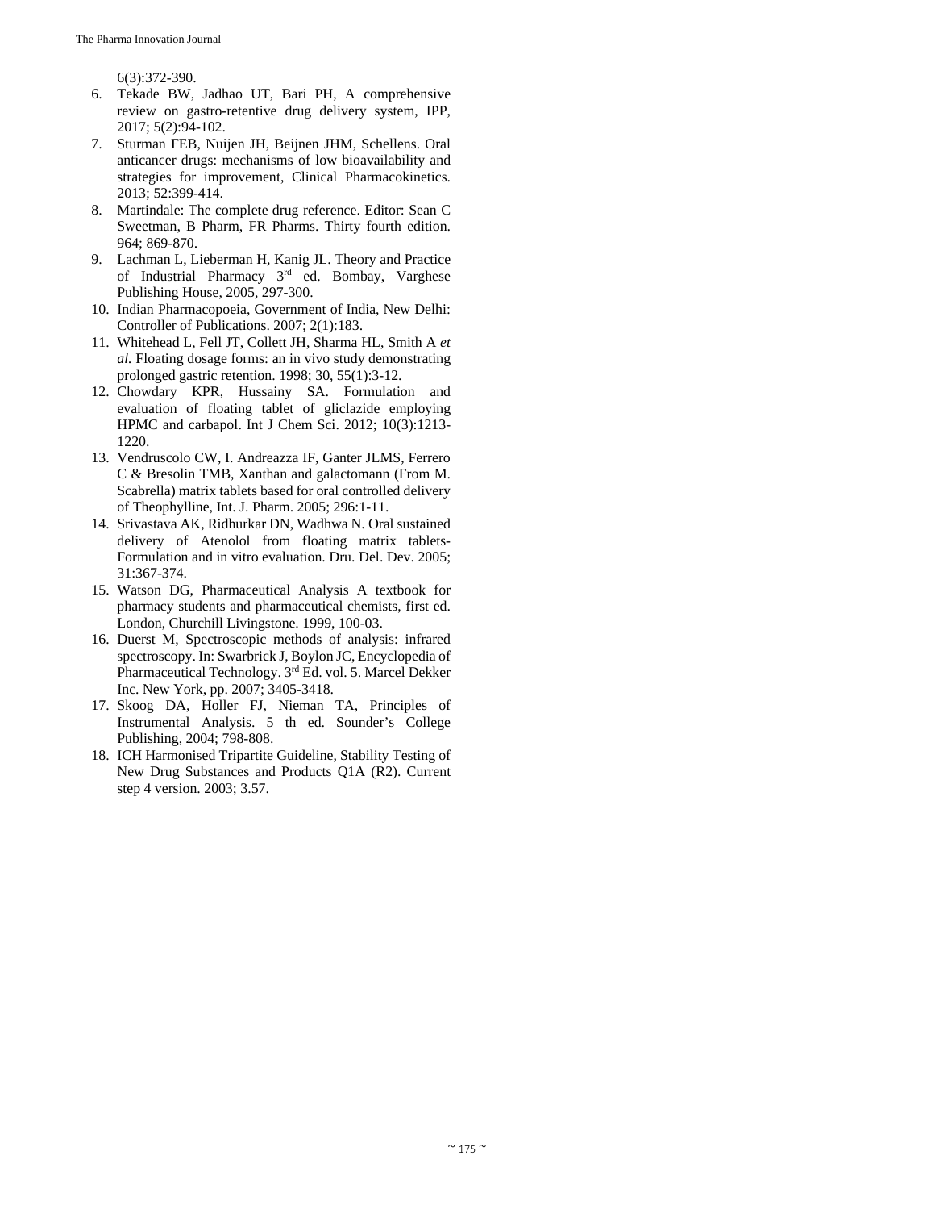6(3):372-390.

6. Tekade BW, Jadhao UT, Bari PH, A comprehensive review on gastro-retentive drug delivery system, IPP, 2017; 5(2):94-102.
7. Sturman FEB, Nuijen JH, Beijnen JHM, Schellens. Oral anticancer drugs: mechanisms of low bioavailability and strategies for improvement, Clinical Pharmacokinetics. 2013; 52:399-414.
8. Martindale: The complete drug reference. Editor: Sean C Sweetman, B Pharm, FR Pharms. Thirty fourth edition. 964; 869-870.
9. Lachman L, Lieberman H, Kanig JL. Theory and Practice of Industrial Pharmacy 3rd ed. Bombay, Varghese Publishing House, 2005, 297-300.
10. Indian Pharmacopoeia, Government of India, New Delhi: Controller of Publications. 2007; 2(1):183.
11. Whitehead L, Fell JT, Collett JH, Sharma HL, Smith A *et al.* Floating dosage forms: an in vivo study demonstrating prolonged gastric retention. 1998; 30, 55(1):3-12.
12. Chowdary KPR, Hussainy SA. Formulation and evaluation of floating tablet of gliclazide employing HPMC and carbapol. Int J Chem Sci. 2012; 10(3):1213-1220.
13. Vendruscolo CW, I. Andreazza IF, Ganter JLMS, Ferrero C & Bresolin TMB, Xanthan and galactomann (From M. Scabrella) matrix tablets based for oral controlled delivery of Theophylline, Int. J. Pharm. 2005; 296:1-11.
14. Srivastava AK, Ridhurkar DN, Wadhwa N. Oral sustained delivery of Atenolol from floating matrix tablets-Formulation and in vitro evaluation. Dru. Del. Dev. 2005; 31:367-374.
15. Watson DG, Pharmaceutical Analysis A textbook for pharmacy students and pharmaceutical chemists, first ed. London, Churchill Livingstone. 1999, 100-03.
16. Duerst M, Spectroscopic methods of analysis: infrared spectroscopy. In: Swarbrick J, Boylon JC, Encyclopedia of Pharmaceutical Technology. 3rd Ed. vol. 5. Marcel Dekker Inc. New York, pp. 2007; 3405-3418.
17. Skoog DA, Holler FJ, Nieman TA, Principles of Instrumental Analysis. 5 th ed. Sounder's College Publishing, 2004; 798-808.
18. ICH Harmonised Tripartite Guideline, Stability Testing of New Drug Substances and Products Q1A (R2). Current step 4 version. 2003; 3.57.